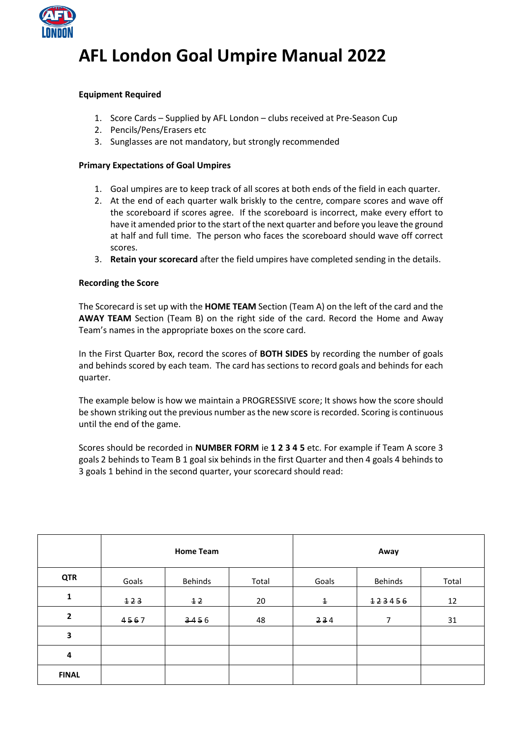# AFL London Goal Umpire Manual 2022

**Equipment Required**

1. Score Cards – Supplied by AFL London – clubs received at Pre-Season Cup
2. Pencils/Pens/Erasers etc
3. Sunglasses are not mandatory, but strongly recommended

**Primary Expectations of Goal Umpires**

1. Goal umpires are to keep track of all scores at both ends of the field in each quarter.
2. At the end of each quarter walk briskly to the centre, compare scores and wave off the scoreboard if scores agree. If the scoreboard is incorrect, make every effort to have it amended prior to the start of the next quarter and before you leave the ground at half and full time. The person who faces the scoreboard should wave off correct scores.
3. **Retain your scorecard** after the field umpires have completed sending in the details.

**Recording the Score**

The Scorecard is set up with the **HOME TEAM** Section (Team A) on the left of the card and the **AWAY TEAM** Section (Team B) on the right side of the card. Record the Home and Away Team's names in the appropriate boxes on the score card.

In the First Quarter Box, record the scores of **BOTH SIDES** by recording the number of goals and behinds scored by each team. The card has sections to record goals and behinds for each quarter.

The example below is how we maintain a PROGRESSIVE score; It shows how the score should be shown striking out the previous number as the new score is recorded. Scoring is continuous until the end of the game.

Scores should be recorded in **NUMBER FORM** ie **1 2 3 4 5** etc. For example if Team A score 3 goals 2 behinds to Team B 1 goal six behinds in the first Quarter and then 4 goals 4 behinds to 3 goals 1 behind in the second quarter, your scorecard should read:

| | Home Team | | | Away | | |
|---|---|---|---|---|---|---|
| **QTR** | Goals | Behinds | Total | Goals | Behinds | Total |
| **1** | ~~1~~ ~~2~~ ~~3~~ | ~~1~~ ~~2~~ | 20 | ~~1~~ | ~~1~~ ~~2~~ ~~3~~ ~~4~~ ~~5~~ ~~6~~ | 12 |
| **2** | ~~4~~ ~~5~~ ~~6~~ 7 | ~~3~~ ~~4~~ ~~5~~ 6 | 48 | ~~2~~ ~~3~~ 4 | 7 | 31 |
| **3** | | | | | | |
| **4** | | | | | | |
| **FINAL** | | | | | | |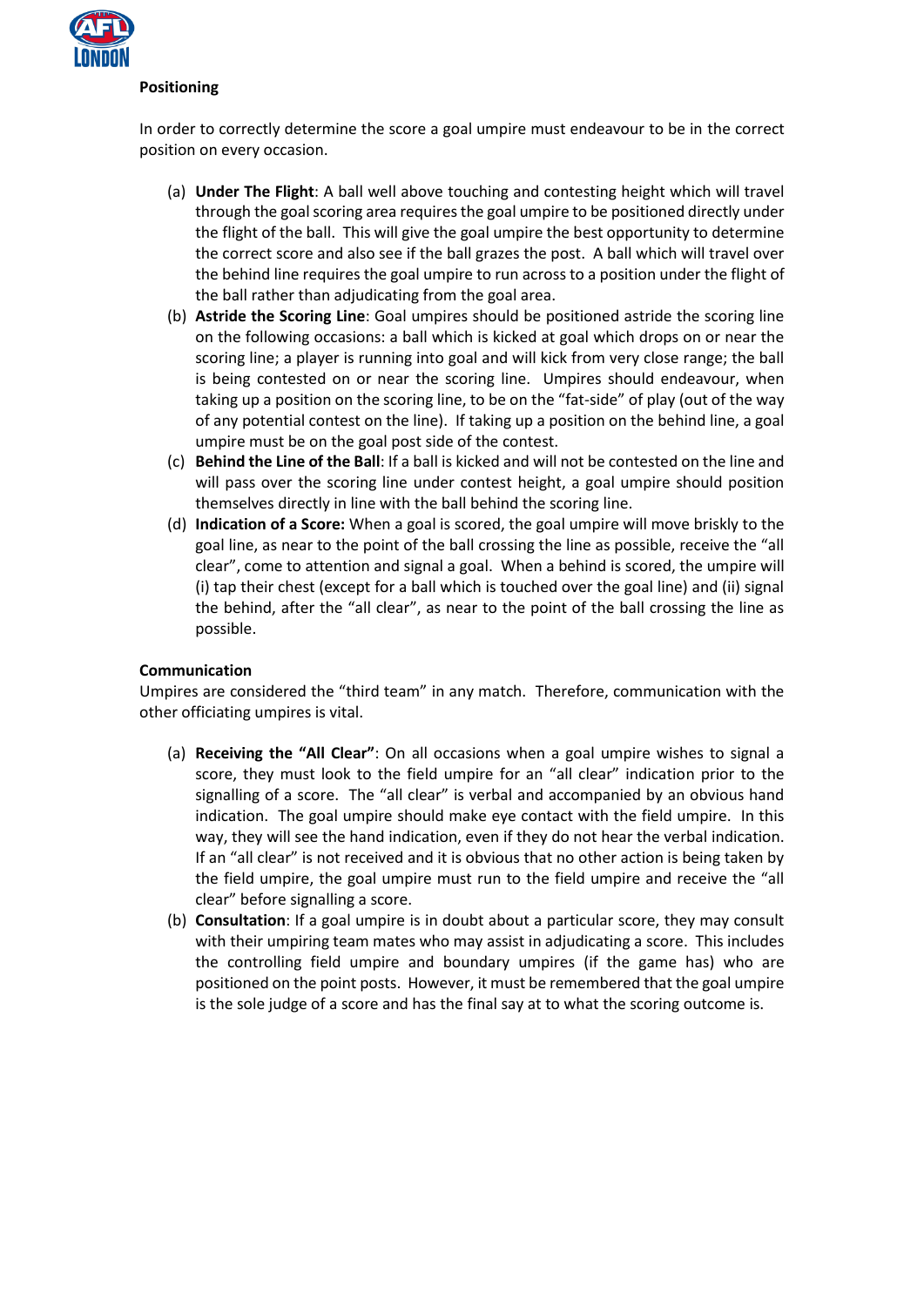**Positioning**

In order to correctly determine the score a goal umpire must endeavour to be in the correct position on every occasion.

(a) **Under The Flight**: A ball well above touching and contesting height which will travel through the goal scoring area requires the goal umpire to be positioned directly under the flight of the ball. This will give the goal umpire the best opportunity to determine the correct score and also see if the ball grazes the post. A ball which will travel over the behind line requires the goal umpire to run across to a position under the flight of the ball rather than adjudicating from the goal area.

(b) **Astride the Scoring Line**: Goal umpires should be positioned astride the scoring line on the following occasions: a ball which is kicked at goal which drops on or near the scoring line; a player is running into goal and will kick from very close range; the ball is being contested on or near the scoring line. Umpires should endeavour, when taking up a position on the scoring line, to be on the "fat-side" of play (out of the way of any potential contest on the line). If taking up a position on the behind line, a goal umpire must be on the goal post side of the contest.

(c) **Behind the Line of the Ball**: If a ball is kicked and will not be contested on the line and will pass over the scoring line under contest height, a goal umpire should position themselves directly in line with the ball behind the scoring line.

(d) **Indication of a Score:** When a goal is scored, the goal umpire will move briskly to the goal line, as near to the point of the ball crossing the line as possible, receive the "all clear", come to attention and signal a goal. When a behind is scored, the umpire will (i) tap their chest (except for a ball which is touched over the goal line) and (ii) signal the behind, after the "all clear", as near to the point of the ball crossing the line as possible.

**Communication**

Umpires are considered the "third team" in any match. Therefore, communication with the other officiating umpires is vital.

(a) **Receiving the "All Clear"**: On all occasions when a goal umpire wishes to signal a score, they must look to the field umpire for an "all clear" indication prior to the signalling of a score. The "all clear" is verbal and accompanied by an obvious hand indication. The goal umpire should make eye contact with the field umpire. In this way, they will see the hand indication, even if they do not hear the verbal indication. If an "all clear" is not received and it is obvious that no other action is being taken by the field umpire, the goal umpire must run to the field umpire and receive the "all clear" before signalling a score.

(b) **Consultation**: If a goal umpire is in doubt about a particular score, they may consult with their umpiring team mates who may assist in adjudicating a score. This includes the controlling field umpire and boundary umpires (if the game has) who are positioned on the point posts. However, it must be remembered that the goal umpire is the sole judge of a score and has the final say at to what the scoring outcome is.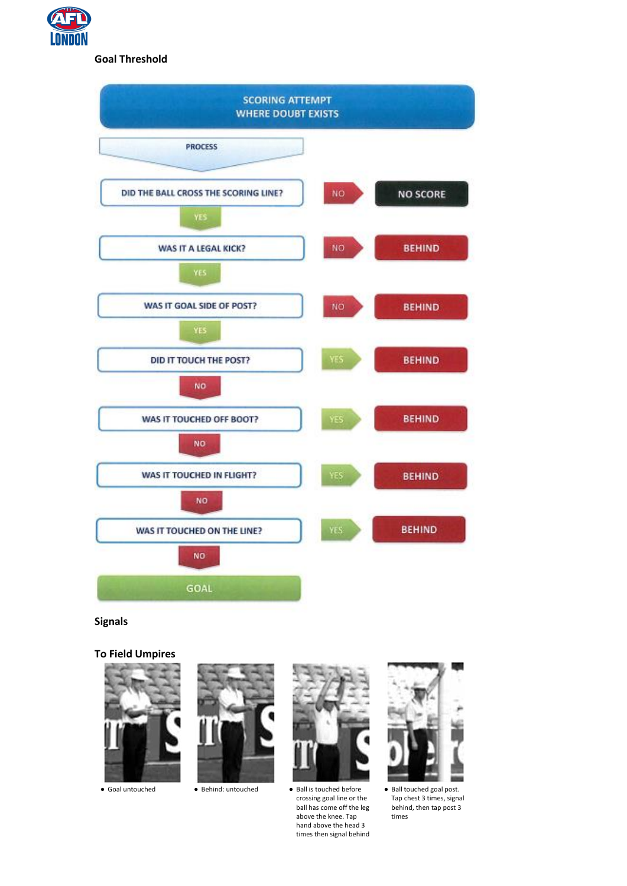## Goal Threshold

**SCORING ATTEMPT WHERE DOUBT EXISTS**

PROCESS

| Question | Answer | Result |
| --- | --- | --- |
| DID THE BALL CROSS THE SCORING LINE? | NO | NO SCORE |
| WAS IT A LEGAL KICK? | NO | BEHIND |
| WAS IT GOAL SIDE OF POST? | NO | BEHIND |
| DID IT TOUCH THE POST? | YES | BEHIND |
| WAS IT TOUCHED OFF BOOT? | YES | BEHIND |
| WAS IT TOUCHED IN FLIGHT? | YES | BEHIND |
| WAS IT TOUCHED ON THE LINE? | YES | BEHIND |

- DID THE BALL CROSS THE SCORING LINE? → YES → WAS IT A LEGAL KICK?
- WAS IT A LEGAL KICK? → YES → WAS IT GOAL SIDE OF POST?
- WAS IT GOAL SIDE OF POST? → YES → DID IT TOUCH THE POST?
- DID IT TOUCH THE POST? → NO → WAS IT TOUCHED OFF BOOT?
- WAS IT TOUCHED OFF BOOT? → NO → WAS IT TOUCHED IN FLIGHT?
- WAS IT TOUCHED IN FLIGHT? → NO → WAS IT TOUCHED ON THE LINE?
- WAS IT TOUCHED ON THE LINE? → NO → **GOAL**

## Signals

### To Field Umpires

- Goal untouched
- Behind: untouched
- Ball is touched before crossing goal line or the ball has come off the leg above the knee. Tap hand above the head 3 times then signal behind
- Ball touched goal post. Tap chest 3 times, signal behind, then tap post 3 times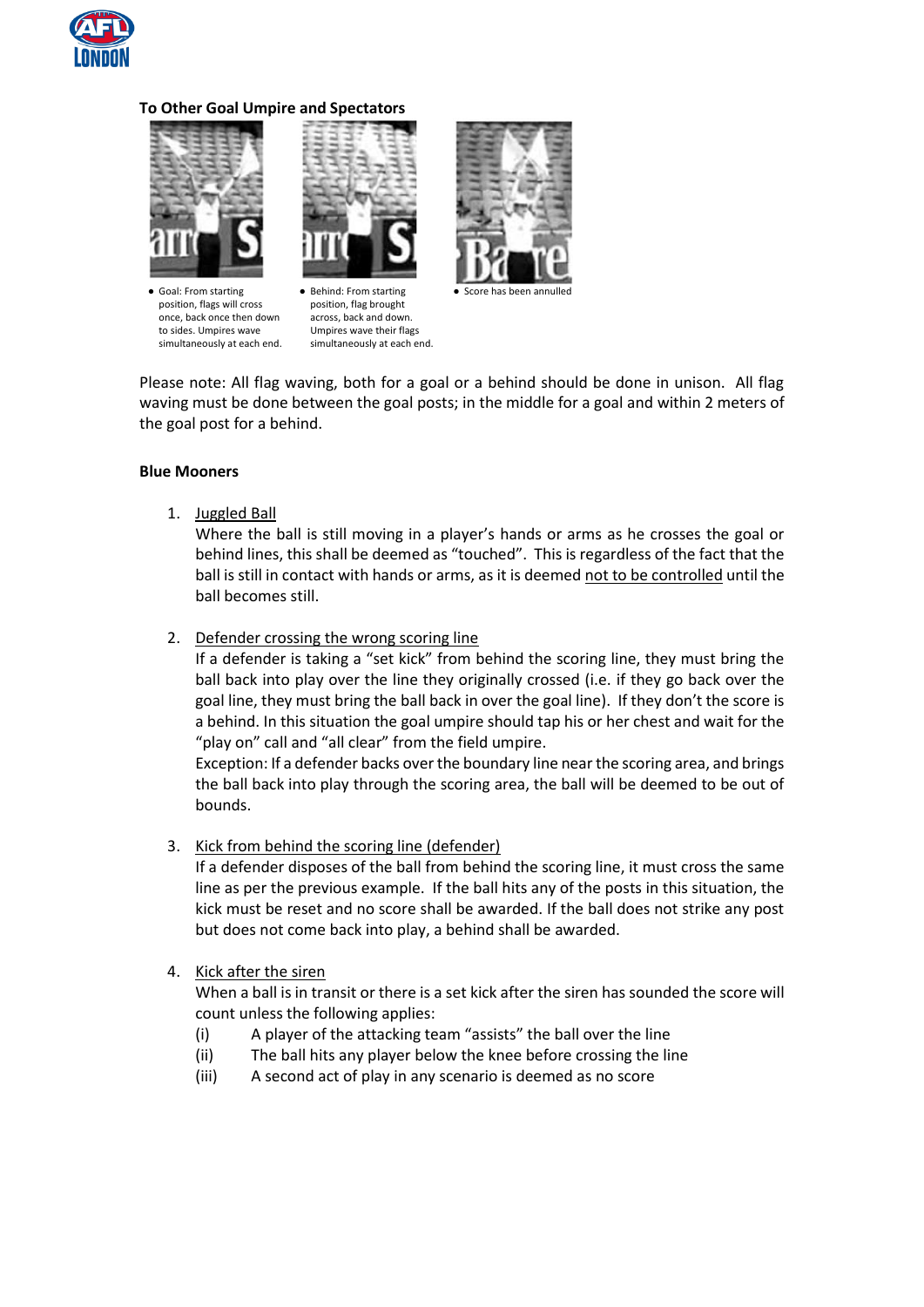**To Other Goal Umpire and Spectators**

- Goal: From starting position, flags will cross once, back once then down to sides. Umpires wave simultaneously at each end.
- Behind: From starting position, flag brought across, back and down. Umpires wave their flags simultaneously at each end.
- Score has been annulled

Please note: All flag waving, both for a goal or a behind should be done in unison. All flag waving must be done between the goal posts; in the middle for a goal and within 2 meters of the goal post for a behind.

**Blue Mooners**

1. Juggled Ball
   Where the ball is still moving in a player's hands or arms as he crosses the goal or behind lines, this shall be deemed as "touched". This is regardless of the fact that the ball is still in contact with hands or arms, as it is deemed not to be controlled until the ball becomes still.

2. Defender crossing the wrong scoring line
   If a defender is taking a "set kick" from behind the scoring line, they must bring the ball back into play over the line they originally crossed (i.e. if they go back over the goal line, they must bring the ball back in over the goal line). If they don't the score is a behind. In this situation the goal umpire should tap his or her chest and wait for the "play on" call and "all clear" from the field umpire.
   Exception: If a defender backs over the boundary line near the scoring area, and brings the ball back into play through the scoring area, the ball will be deemed to be out of bounds.

3. Kick from behind the scoring line (defender)
   If a defender disposes of the ball from behind the scoring line, it must cross the same line as per the previous example. If the ball hits any of the posts in this situation, the kick must be reset and no score shall be awarded. If the ball does not strike any post but does not come back into play, a behind shall be awarded.

4. Kick after the siren
   When a ball is in transit or there is a set kick after the siren has sounded the score will count unless the following applies:
   (i) A player of the attacking team "assists" the ball over the line
   (ii) The ball hits any player below the knee before crossing the line
   (iii) A second act of play in any scenario is deemed as no score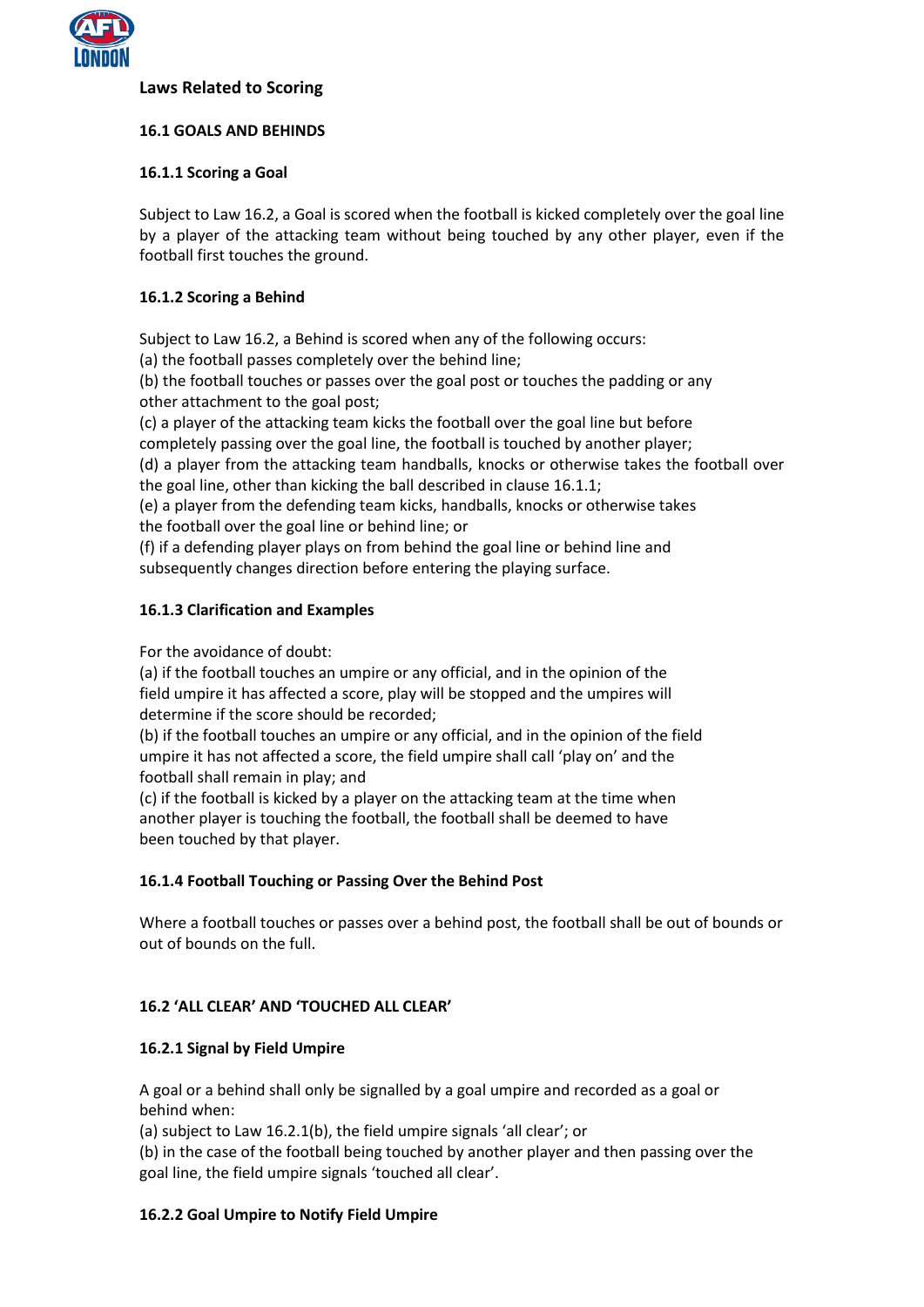## Laws Related to Scoring

### 16.1 GOALS AND BEHINDS

#### 16.1.1 Scoring a Goal

Subject to Law 16.2, a Goal is scored when the football is kicked completely over the goal line by a player of the attacking team without being touched by any other player, even if the football first touches the ground.

#### 16.1.2 Scoring a Behind

Subject to Law 16.2, a Behind is scored when any of the following occurs:
(a) the football passes completely over the behind line;
(b) the football touches or passes over the goal post or touches the padding or any other attachment to the goal post;
(c) a player of the attacking team kicks the football over the goal line but before completely passing over the goal line, the football is touched by another player;
(d) a player from the attacking team handballs, knocks or otherwise takes the football over the goal line, other than kicking the ball described in clause 16.1.1;
(e) a player from the defending team kicks, handballs, knocks or otherwise takes the football over the goal line or behind line; or
(f) if a defending player plays on from behind the goal line or behind line and subsequently changes direction before entering the playing surface.

#### 16.1.3 Clarification and Examples

For the avoidance of doubt:
(a) if the football touches an umpire or any official, and in the opinion of the field umpire it has affected a score, play will be stopped and the umpires will determine if the score should be recorded;
(b) if the football touches an umpire or any official, and in the opinion of the field umpire it has not affected a score, the field umpire shall call 'play on' and the football shall remain in play; and
(c) if the football is kicked by a player on the attacking team at the time when another player is touching the football, the football shall be deemed to have been touched by that player.

#### 16.1.4 Football Touching or Passing Over the Behind Post

Where a football touches or passes over a behind post, the football shall be out of bounds or out of bounds on the full.

### 16.2 'ALL CLEAR' AND 'TOUCHED ALL CLEAR'

#### 16.2.1 Signal by Field Umpire

A goal or a behind shall only be signalled by a goal umpire and recorded as a goal or behind when:
(a) subject to Law 16.2.1(b), the field umpire signals 'all clear'; or
(b) in the case of the football being touched by another player and then passing over the goal line, the field umpire signals 'touched all clear'.

#### 16.2.2 Goal Umpire to Notify Field Umpire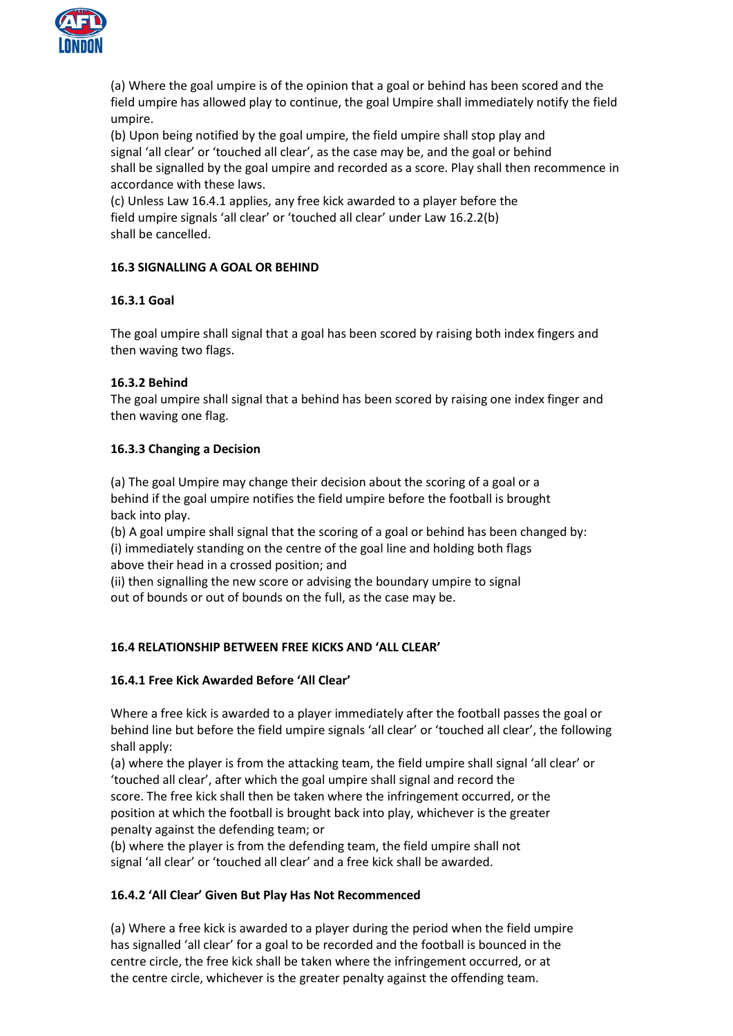(a) Where the goal umpire is of the opinion that a goal or behind has been scored and the field umpire has allowed play to continue, the goal Umpire shall immediately notify the field umpire.

(b) Upon being notified by the goal umpire, the field umpire shall stop play and signal 'all clear' or 'touched all clear', as the case may be, and the goal or behind shall be signalled by the goal umpire and recorded as a score. Play shall then recommence in accordance with these laws.

(c) Unless Law 16.4.1 applies, any free kick awarded to a player before the field umpire signals 'all clear' or 'touched all clear' under Law 16.2.2(b) shall be cancelled.

**16.3 SIGNALLING A GOAL OR BEHIND**

**16.3.1 Goal**

The goal umpire shall signal that a goal has been scored by raising both index fingers and then waving two flags.

**16.3.2 Behind**

The goal umpire shall signal that a behind has been scored by raising one index finger and then waving one flag.

**16.3.3 Changing a Decision**

(a) The goal Umpire may change their decision about the scoring of a goal or a behind if the goal umpire notifies the field umpire before the football is brought back into play.

(b) A goal umpire shall signal that the scoring of a goal or behind has been changed by:

(i) immediately standing on the centre of the goal line and holding both flags above their head in a crossed position; and

(ii) then signalling the new score or advising the boundary umpire to signal out of bounds or out of bounds on the full, as the case may be.

**16.4 RELATIONSHIP BETWEEN FREE KICKS AND 'ALL CLEAR'**

**16.4.1 Free Kick Awarded Before 'All Clear'**

Where a free kick is awarded to a player immediately after the football passes the goal or behind line but before the field umpire signals 'all clear' or 'touched all clear', the following shall apply:

(a) where the player is from the attacking team, the field umpire shall signal 'all clear' or 'touched all clear', after which the goal umpire shall signal and record the score. The free kick shall then be taken where the infringement occurred, or the position at which the football is brought back into play, whichever is the greater penalty against the defending team; or

(b) where the player is from the defending team, the field umpire shall not signal 'all clear' or 'touched all clear' and a free kick shall be awarded.

**16.4.2 'All Clear' Given But Play Has Not Recommenced**

(a) Where a free kick is awarded to a player during the period when the field umpire has signalled 'all clear' for a goal to be recorded and the football is bounced in the centre circle, the free kick shall be taken where the infringement occurred, or at the centre circle, whichever is the greater penalty against the offending team.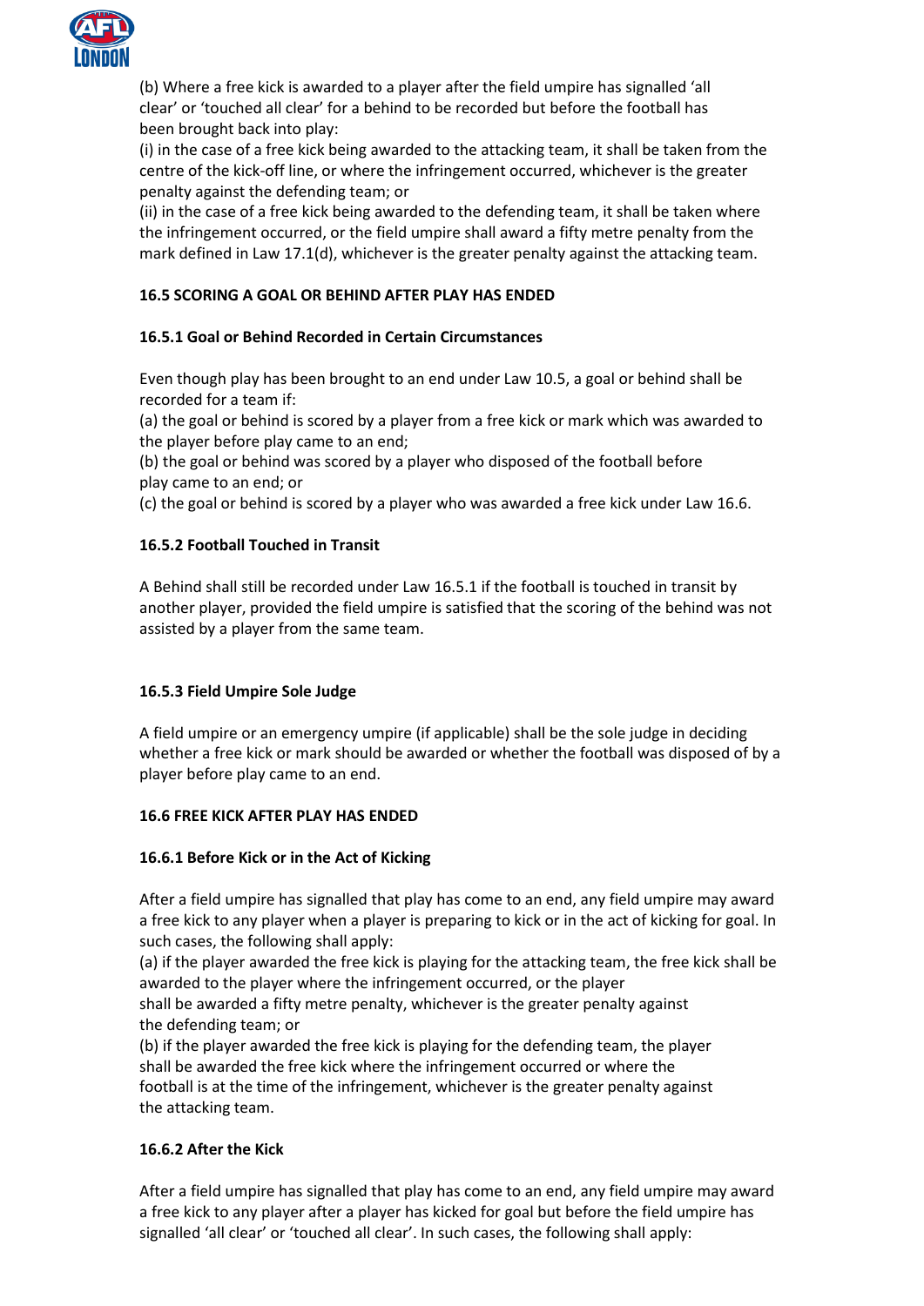(b) Where a free kick is awarded to a player after the field umpire has signalled 'all clear' or 'touched all clear' for a behind to be recorded but before the football has been brought back into play:

(i) in the case of a free kick being awarded to the attacking team, it shall be taken from the centre of the kick-off line, or where the infringement occurred, whichever is the greater penalty against the defending team; or

(ii) in the case of a free kick being awarded to the defending team, it shall be taken where the infringement occurred, or the field umpire shall award a fifty metre penalty from the mark defined in Law 17.1(d), whichever is the greater penalty against the attacking team.

**16.5 SCORING A GOAL OR BEHIND AFTER PLAY HAS ENDED**

**16.5.1 Goal or Behind Recorded in Certain Circumstances**

Even though play has been brought to an end under Law 10.5, a goal or behind shall be recorded for a team if:

(a) the goal or behind is scored by a player from a free kick or mark which was awarded to the player before play came to an end;

(b) the goal or behind was scored by a player who disposed of the football before play came to an end; or

(c) the goal or behind is scored by a player who was awarded a free kick under Law 16.6.

**16.5.2 Football Touched in Transit**

A Behind shall still be recorded under Law 16.5.1 if the football is touched in transit by another player, provided the field umpire is satisfied that the scoring of the behind was not assisted by a player from the same team.

**16.5.3 Field Umpire Sole Judge**

A field umpire or an emergency umpire (if applicable) shall be the sole judge in deciding whether a free kick or mark should be awarded or whether the football was disposed of by a player before play came to an end.

**16.6 FREE KICK AFTER PLAY HAS ENDED**

**16.6.1 Before Kick or in the Act of Kicking**

After a field umpire has signalled that play has come to an end, any field umpire may award a free kick to any player when a player is preparing to kick or in the act of kicking for goal. In such cases, the following shall apply:

(a) if the player awarded the free kick is playing for the attacking team, the free kick shall be awarded to the player where the infringement occurred, or the player shall be awarded a fifty metre penalty, whichever is the greater penalty against the defending team; or

(b) if the player awarded the free kick is playing for the defending team, the player shall be awarded the free kick where the infringement occurred or where the football is at the time of the infringement, whichever is the greater penalty against the attacking team.

**16.6.2 After the Kick**

After a field umpire has signalled that play has come to an end, any field umpire may award a free kick to any player after a player has kicked for goal but before the field umpire has signalled 'all clear' or 'touched all clear'. In such cases, the following shall apply: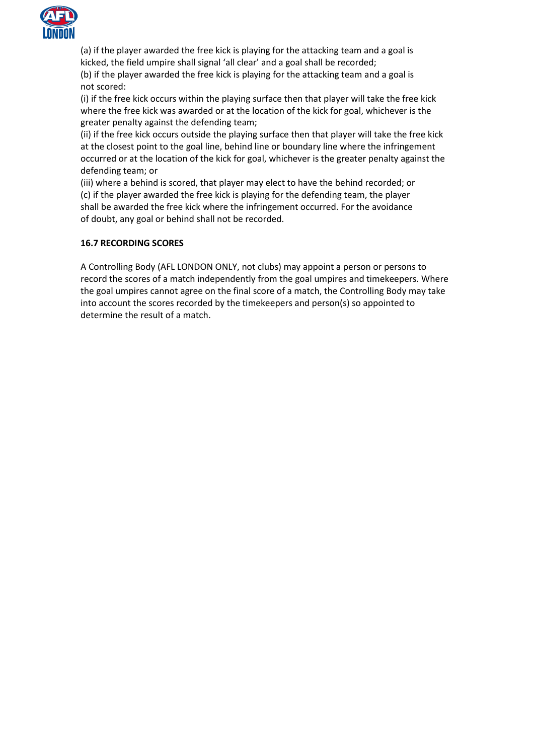(a) if the player awarded the free kick is playing for the attacking team and a goal is kicked, the field umpire shall signal 'all clear' and a goal shall be recorded;

(b) if the player awarded the free kick is playing for the attacking team and a goal is not scored:

(i) if the free kick occurs within the playing surface then that player will take the free kick where the free kick was awarded or at the location of the kick for goal, whichever is the greater penalty against the defending team;

(ii) if the free kick occurs outside the playing surface then that player will take the free kick at the closest point to the goal line, behind line or boundary line where the infringement occurred or at the location of the kick for goal, whichever is the greater penalty against the defending team; or

(iii) where a behind is scored, that player may elect to have the behind recorded; or

(c) if the player awarded the free kick is playing for the defending team, the player shall be awarded the free kick where the infringement occurred. For the avoidance of doubt, any goal or behind shall not be recorded.

**16.7 RECORDING SCORES**

A Controlling Body (AFL LONDON ONLY, not clubs) may appoint a person or persons to record the scores of a match independently from the goal umpires and timekeepers. Where the goal umpires cannot agree on the final score of a match, the Controlling Body may take into account the scores recorded by the timekeepers and person(s) so appointed to determine the result of a match.